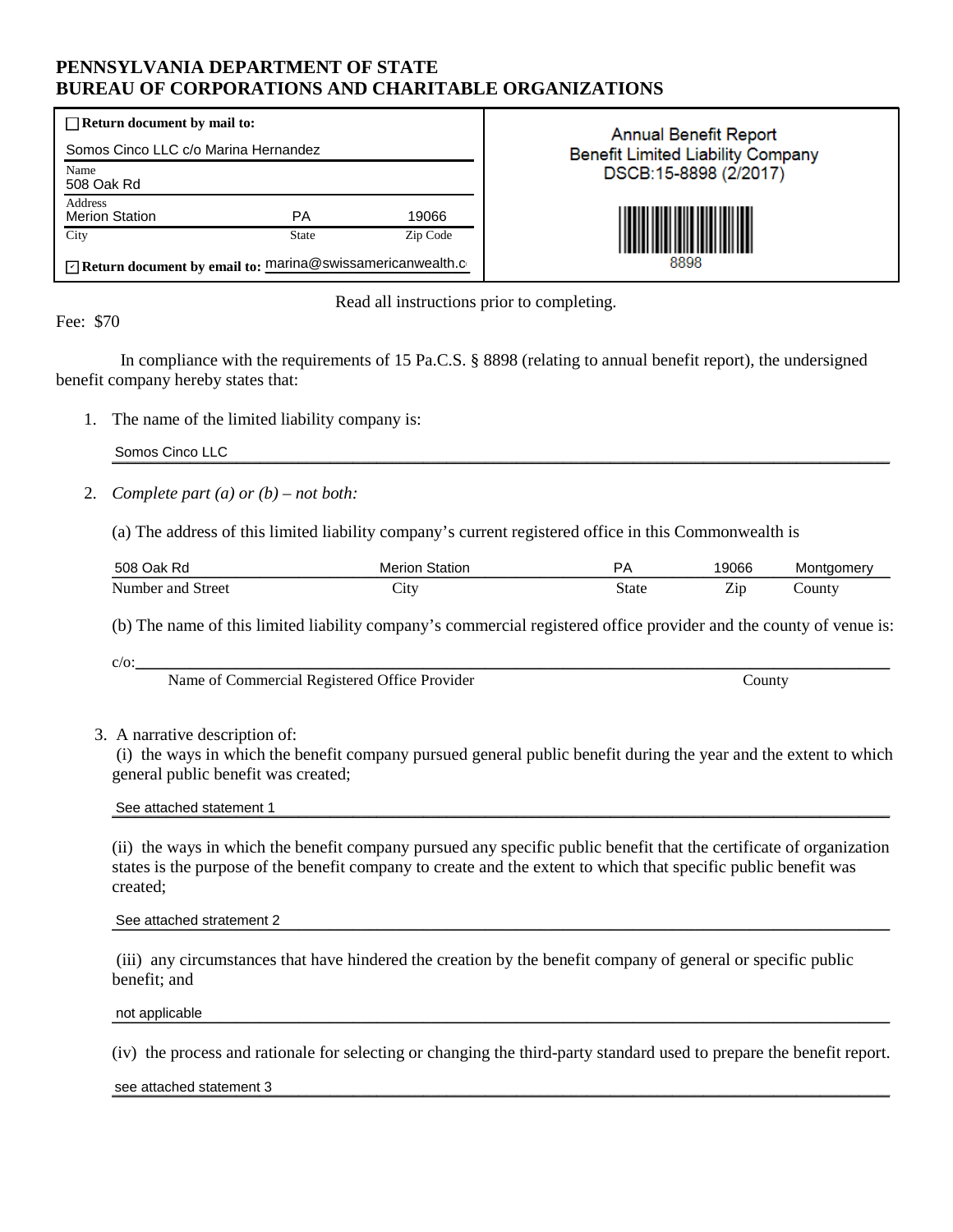**PENNSYLVANIA DEPARTMENT OF STATE**
**BUREAU OF CORPORATIONS AND CHARITABLE ORGANIZATIONS**

| ☐ **Return document by mail to:** | Annual Benefit Report |
|---|---|
| Somos Cinco LLC c/o Marina Hernandez | Benefit Limited Liability Company |
| Name: 508 Oak Rd | DSCB:15-8898 (2/2017) |
| Address: Merion Station, PA 19066 (City, State, Zip Code) | 8898 |
| ☑ **Return document by email to:** marina@swissamericanwealth.c | |

Read all instructions prior to completing.

Fee: $70

In compliance with the requirements of 15 Pa.C.S. § 8898 (relating to annual benefit report), the undersigned benefit company hereby states that:

1. The name of the limited liability company is:

   Somos Cinco LLC

2. *Complete part (a) or (b) – not both:*

   (a) The address of this limited liability company's current registered office in this Commonwealth is

   | Number and Street | City | State | Zip | County |
   |---|---|---|---|---|
   | 508 Oak Rd | Merion Station | PA | 19066 | Montgomery |

   (b) The name of this limited liability company's commercial registered office provider and the county of venue is:

   c/o: ______________________________
   Name of Commercial Registered Office Provider — County

3. A narrative description of:

   (i) the ways in which the benefit company pursued general public benefit during the year and the extent to which general public benefit was created;

   See attached statement 1

   (ii) the ways in which the benefit company pursued any specific public benefit that the certificate of organization states is the purpose of the benefit company to create and the extent to which that specific public benefit was created;

   See attached stratement 2

   (iii) any circumstances that have hindered the creation by the benefit company of general or specific public benefit; and

   not applicable

   (iv) the process and rationale for selecting or changing the third-party standard used to prepare the benefit report.

   see attached statement 3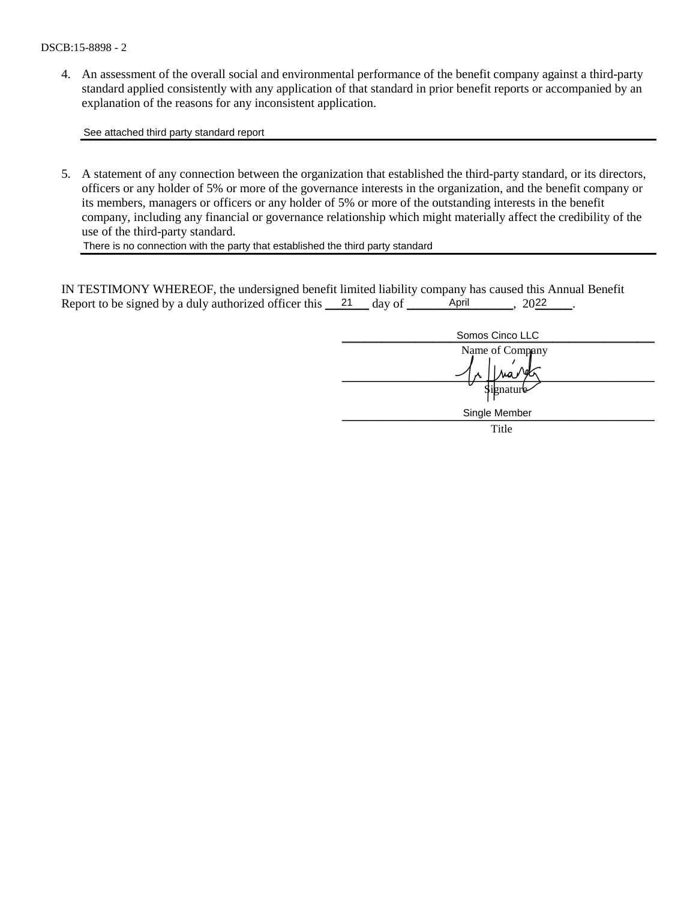4. An assessment of the overall social and environmental performance of the benefit company against a third-party standard applied consistently with any application of that standard in prior benefit reports or accompanied by an explanation of the reasons for any inconsistent application.

   See attached third party standard report

5. A statement of any connection between the organization that established the third-party standard, or its directors, officers or any holder of 5% or more of the governance interests in the organization, and the benefit company or its members, managers or officers or any holder of 5% or more of the outstanding interests in the benefit company, including any financial or governance relationship which might materially affect the credibility of the use of the third-party standard.

   There is no connection with the party that established the third party standard

IN TESTIMONY WHEREOF, the undersigned benefit limited liability company has caused this Annual Benefit Report to be signed by a duly authorized officer this 21 day of April, 2022.

Somos Cinco LLC
Name of Company

Signature

Single Member
Title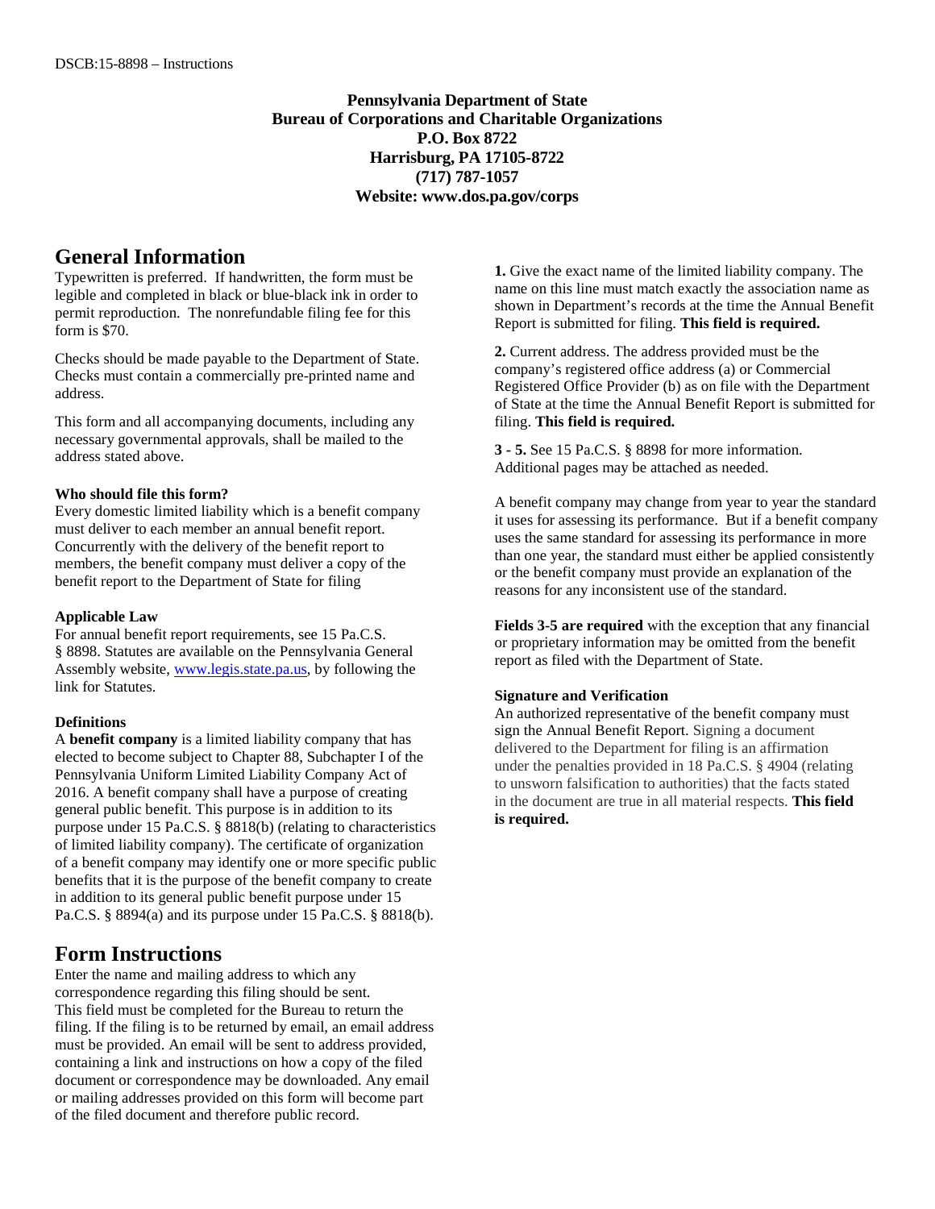**Pennsylvania Department of State**
**Bureau of Corporations and Charitable Organizations**
**P.O. Box 8722**
**Harrisburg, PA 17105-8722**
**(717) 787-1057**
**Website: www.dos.pa.gov/corps**

## General Information

Typewritten is preferred. If handwritten, the form must be legible and completed in black or blue-black ink in order to permit reproduction. The nonrefundable filing fee for this form is $70.

Checks should be made payable to the Department of State. Checks must contain a commercially pre-printed name and address.

This form and all accompanying documents, including any necessary governmental approvals, shall be mailed to the address stated above.

**Who should file this form?**
Every domestic limited liability which is a benefit company must deliver to each member an annual benefit report. Concurrently with the delivery of the benefit report to members, the benefit company must deliver a copy of the benefit report to the Department of State for filing

**Applicable Law**
For annual benefit report requirements, see 15 Pa.C.S. § 8898. Statutes are available on the Pennsylvania General Assembly website, www.legis.state.pa.us, by following the link for Statutes.

**Definitions**
A **benefit company** is a limited liability company that has elected to become subject to Chapter 88, Subchapter I of the Pennsylvania Uniform Limited Liability Company Act of 2016. A benefit company shall have a purpose of creating general public benefit. This purpose is in addition to its purpose under 15 Pa.C.S. § 8818(b) (relating to characteristics of limited liability company). The certificate of organization of a benefit company may identify one or more specific public benefits that it is the purpose of the benefit company to create in addition to its general public benefit purpose under 15 Pa.C.S. § 8894(a) and its purpose under 15 Pa.C.S. § 8818(b).

## Form Instructions

Enter the name and mailing address to which any correspondence regarding this filing should be sent. This field must be completed for the Bureau to return the filing. If the filing is to be returned by email, an email address must be provided. An email will be sent to address provided, containing a link and instructions on how a copy of the filed document or correspondence may be downloaded. Any email or mailing addresses provided on this form will become part of the filed document and therefore public record.

**1.** Give the exact name of the limited liability company. The name on this line must match exactly the association name as shown in Department's records at the time the Annual Benefit Report is submitted for filing. **This field is required.**

**2.** Current address. The address provided must be the company's registered office address (a) or Commercial Registered Office Provider (b) as on file with the Department of State at the time the Annual Benefit Report is submitted for filing. **This field is required.**

**3 - 5.** See 15 Pa.C.S. § 8898 for more information. Additional pages may be attached as needed.

A benefit company may change from year to year the standard it uses for assessing its performance. But if a benefit company uses the same standard for assessing its performance in more than one year, the standard must either be applied consistently or the benefit company must provide an explanation of the reasons for any inconsistent use of the standard.

**Fields 3-5 are required** with the exception that any financial or proprietary information may be omitted from the benefit report as filed with the Department of State.

**Signature and Verification**
An authorized representative of the benefit company must sign the Annual Benefit Report. Signing a document delivered to the Department for filing is an affirmation under the penalties provided in 18 Pa.C.S. § 4904 (relating to unsworn falsification to authorities) that the facts stated in the document are true in all material respects. **This field is required.**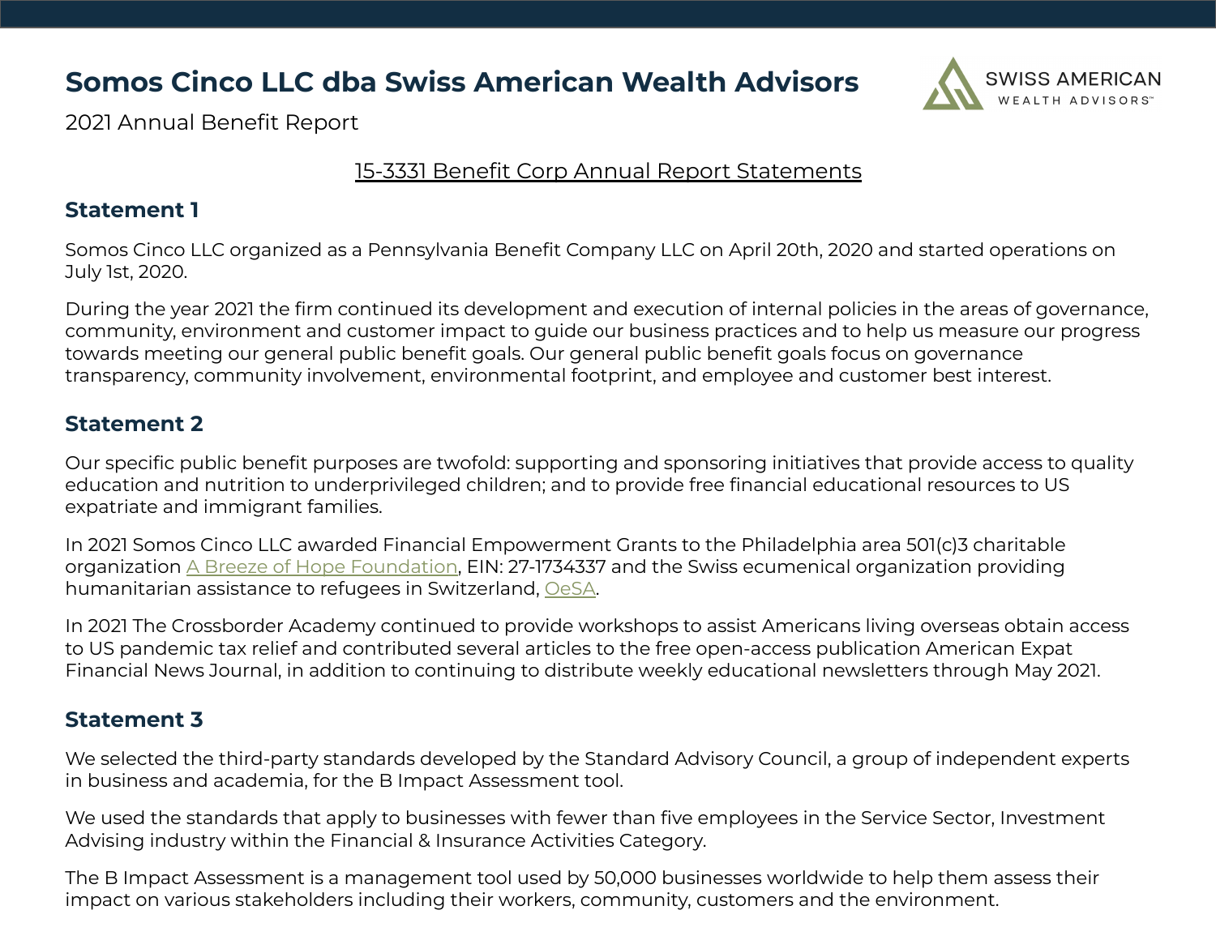# Somos Cinco LLC dba Swiss American Wealth Advisors

2021 Annual Benefit Report

<u>15-3331 Benefit Corp Annual Report Statements</u>

## Statement 1

Somos Cinco LLC organized as a Pennsylvania Benefit Company LLC on April 20th, 2020 and started operations on July 1st, 2020.

During the year 2021 the firm continued its development and execution of internal policies in the areas of governance, community, environment and customer impact to guide our business practices and to help us measure our progress towards meeting our general public benefit goals. Our general public benefit goals focus on governance transparency, community involvement, environmental footprint, and employee and customer best interest.

## Statement 2

Our specific public benefit purposes are twofold: supporting and sponsoring initiatives that provide access to quality education and nutrition to underprivileged children; and to provide free financial educational resources to US expatriate and immigrant families.

In 2021 Somos Cinco LLC awarded Financial Empowerment Grants to the Philadelphia area 501(c)3 charitable organization A Breeze of Hope Foundation, EIN: 27-1734337 and the Swiss ecumenical organization providing humanitarian assistance to refugees in Switzerland, OeSA.

In 2021 The Crossborder Academy continued to provide workshops to assist Americans living overseas obtain access to US pandemic tax relief and contributed several articles to the free open-access publication American Expat Financial News Journal, in addition to continuing to distribute weekly educational newsletters through May 2021.

## Statement 3

We selected the third-party standards developed by the Standard Advisory Council, a group of independent experts in business and academia, for the B Impact Assessment tool.

We used the standards that apply to businesses with fewer than five employees in the Service Sector, Investment Advising industry within the Financial & Insurance Activities Category.

The B Impact Assessment is a management tool used by 50,000 businesses worldwide to help them assess their impact on various stakeholders including their workers, community, customers and the environment.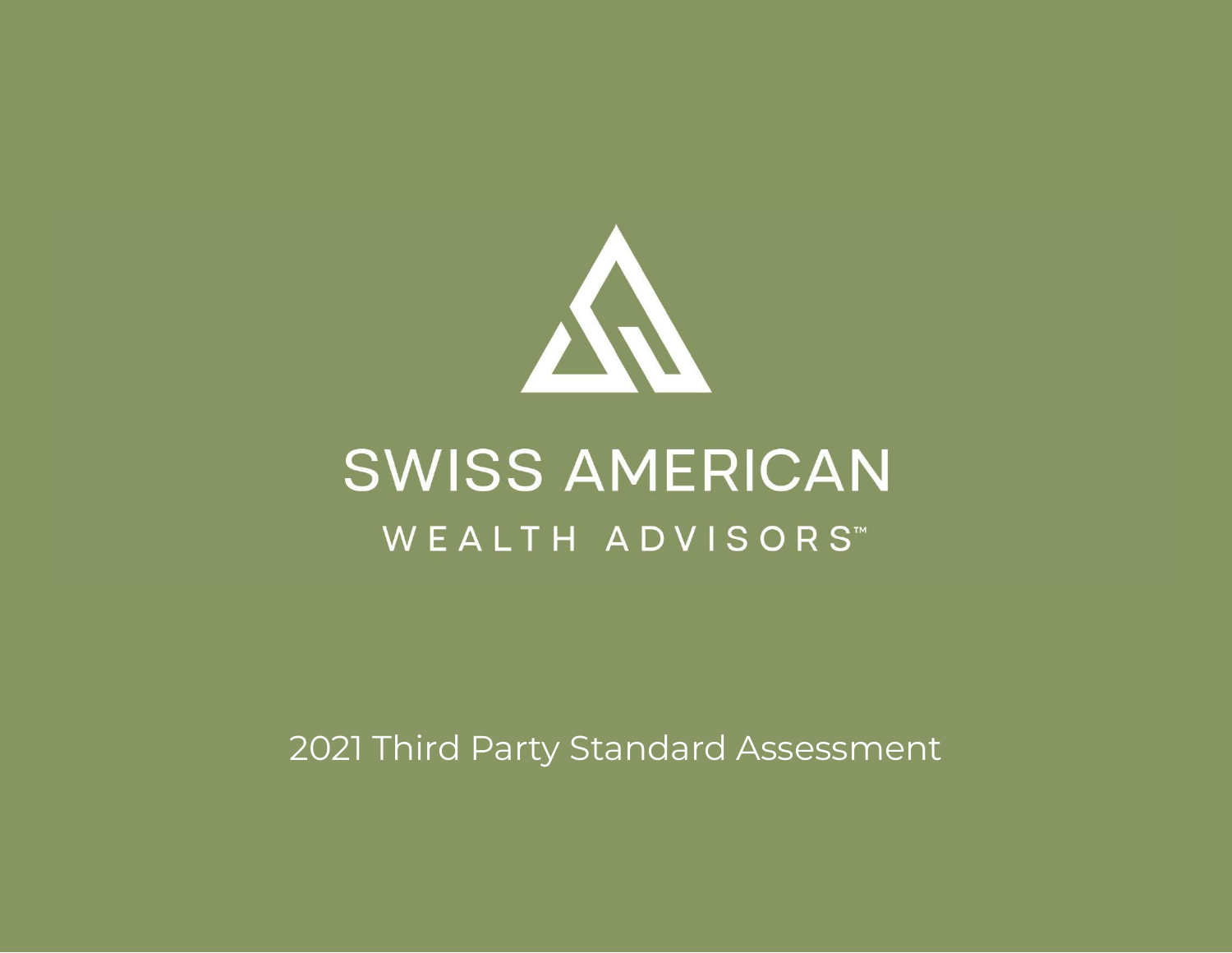# SWISS AMERICAN

## WEALTH ADVISORS™

2021 Third Party Standard Assessment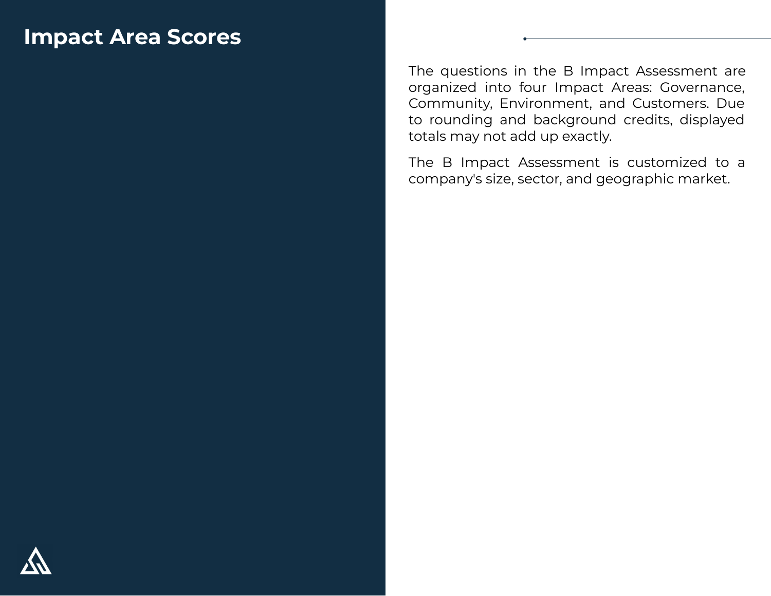# Impact Area Scores

The questions in the B Impact Assessment are organized into four Impact Areas: Governance, Community, Environment, and Customers. Due to rounding and background credits, displayed totals may not add up exactly.

The B Impact Assessment is customized to a company's size, sector, and geographic market.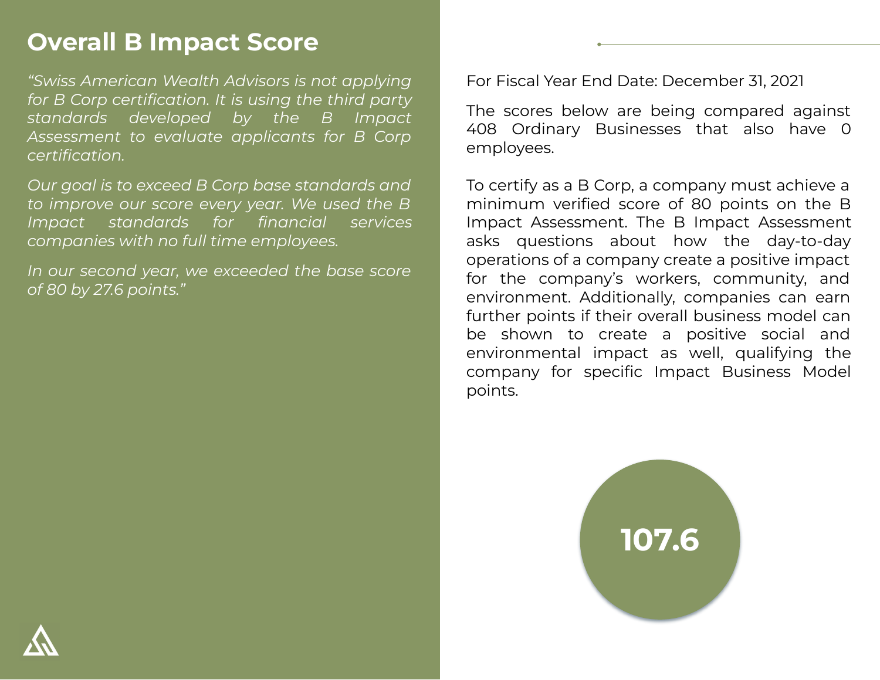# Overall B Impact Score

*"Swiss American Wealth Advisors is not applying for B Corp certification. It is using the third party standards developed by the B Impact Assessment to evaluate applicants for B Corp certification.*

*Our goal is to exceed B Corp base standards and to improve our score every year. We used the B Impact standards for financial services companies with no full time employees.*

*In our second year, we exceeded the base score of 80 by 27.6 points."*

For Fiscal Year End Date: December 31, 2021

The scores below are being compared against 408 Ordinary Businesses that also have 0 employees.

To certify as a B Corp, a company must achieve a minimum verified score of 80 points on the B Impact Assessment. The B Impact Assessment asks questions about how the day-to-day operations of a company create a positive impact for the company's workers, community, and environment. Additionally, companies can earn further points if their overall business model can be shown to create a positive social and environmental impact as well, qualifying the company for specific Impact Business Model points.

**107.6**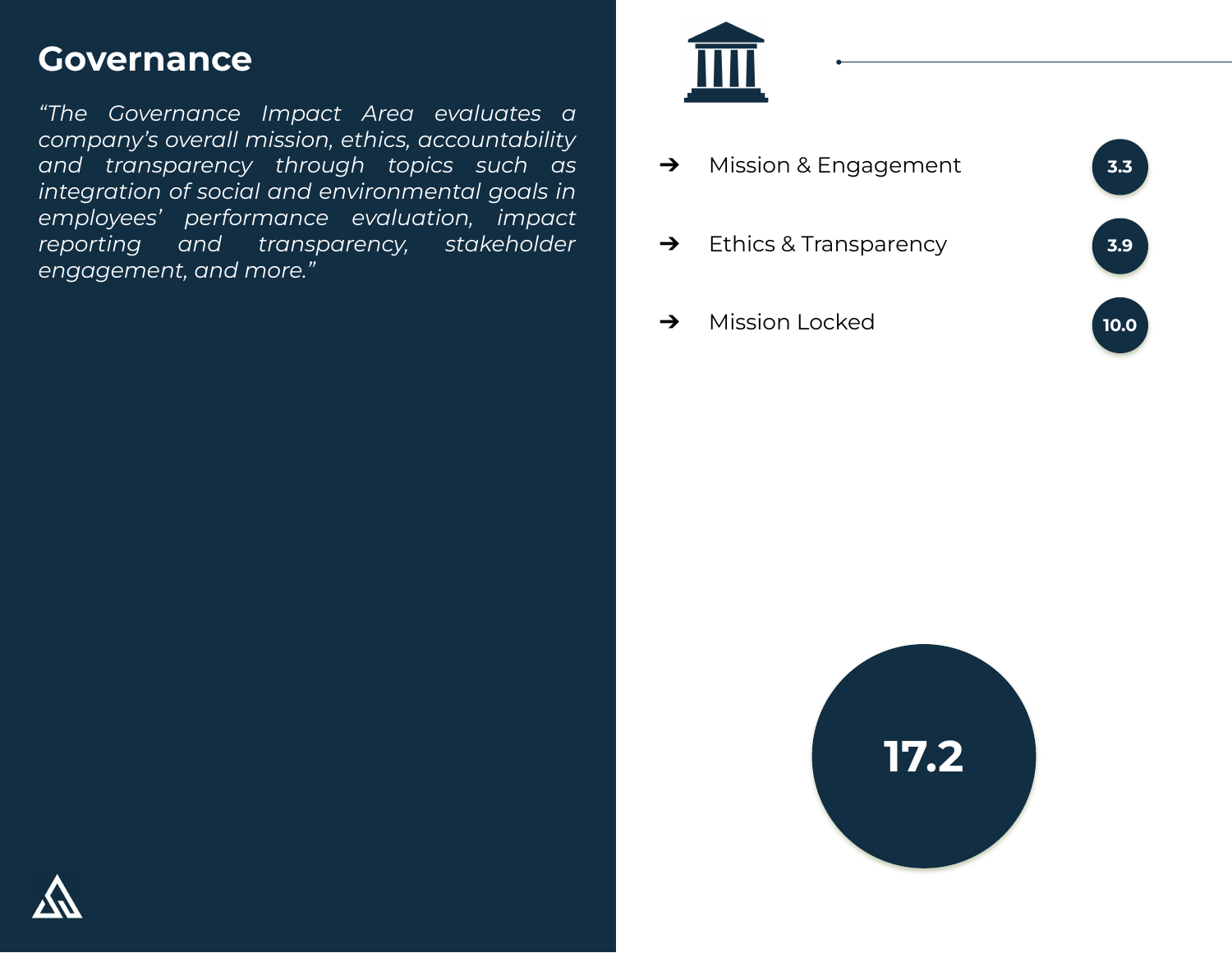# Governance

*“The Governance Impact Area evaluates a company’s overall mission, ethics, accountability and transparency through topics such as integration of social and environmental goals in employees’ performance evaluation, impact reporting and transparency, stakeholder engagement, and more.”*

| Topic | Score |
| --- | --- |
| ➔ Mission & Engagement | 3.3 |
| ➔ Ethics & Transparency | 3.9 |
| ➔ Mission Locked | 10.0 |

**17.2**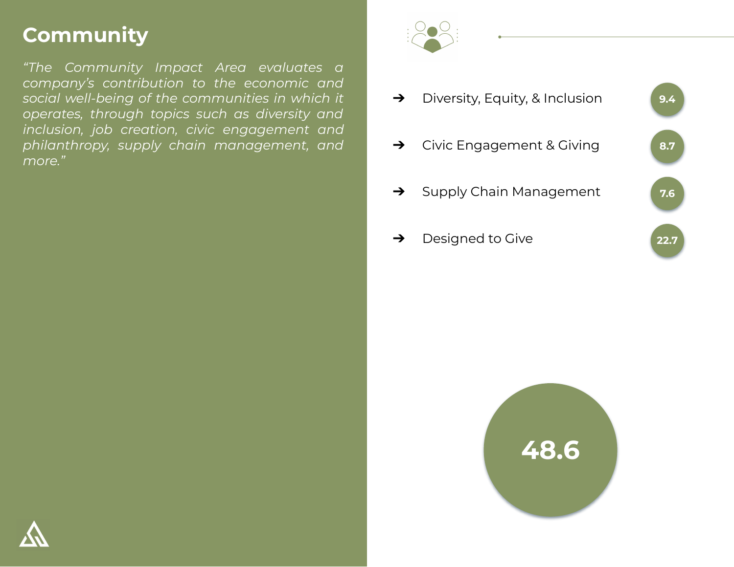# Community

*"The Community Impact Area evaluates a company's contribution to the economic and social well-being of the communities in which it operates, through topics such as diversity and inclusion, job creation, civic engagement and philanthropy, supply chain management, and more."*

- ➔ Diversity, Equity, & Inclusion — **9.4**
- ➔ Civic Engagement & Giving — **8.7**
- ➔ Supply Chain Management — **7.6**
- ➔ Designed to Give — **22.7**

**48.6**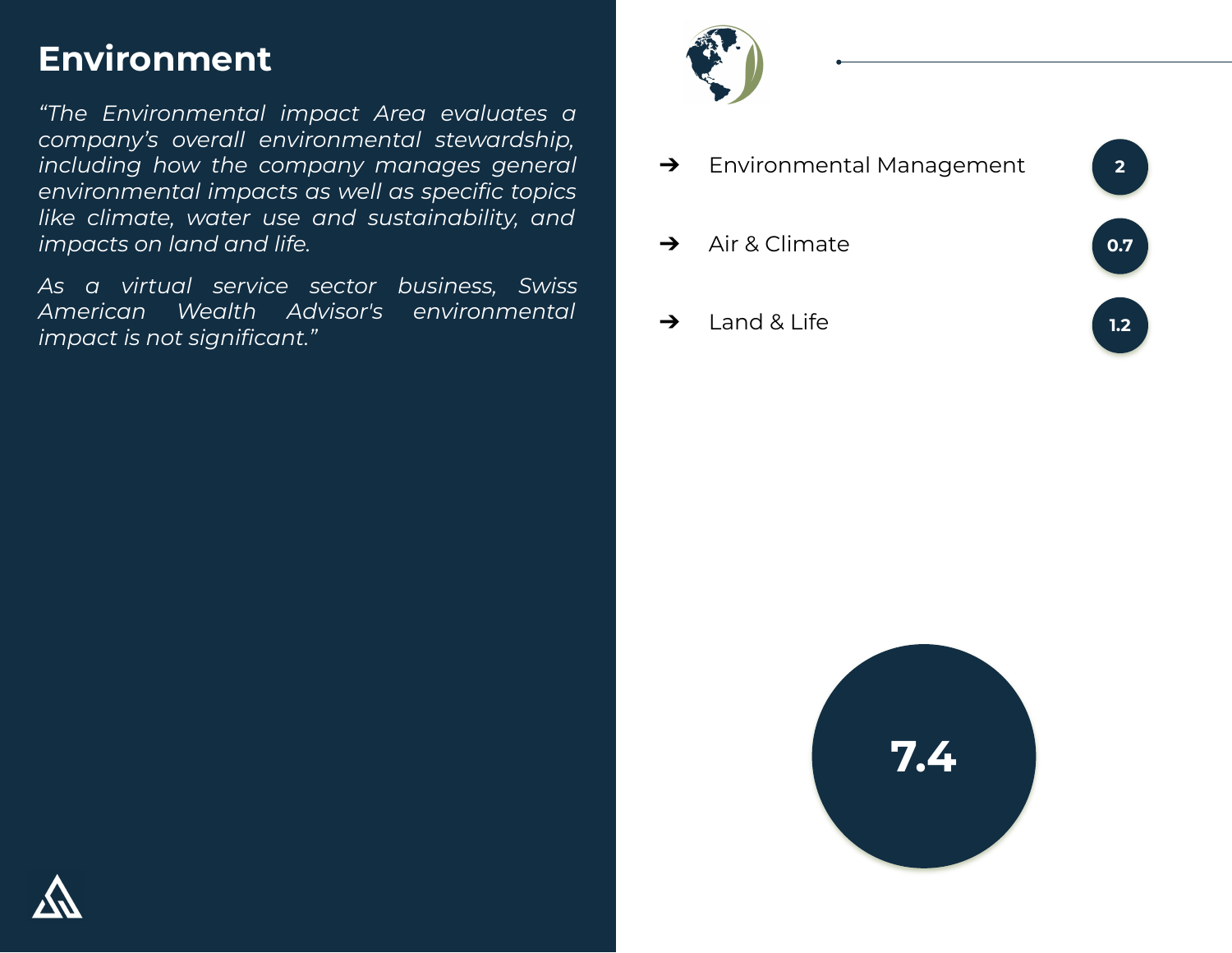# Environment

*"The Environmental impact Area evaluates a company's overall environmental stewardship, including how the company manages general environmental impacts as well as specific topics like climate, water use and sustainability, and impacts on land and life.*

*As a virtual service sector business, Swiss American Wealth Advisor's environmental impact is not significant."*

- ➔ Environmental Management **2**
- ➔ Air & Climate **0.7**
- ➔ Land & Life **1.2**

**7.4**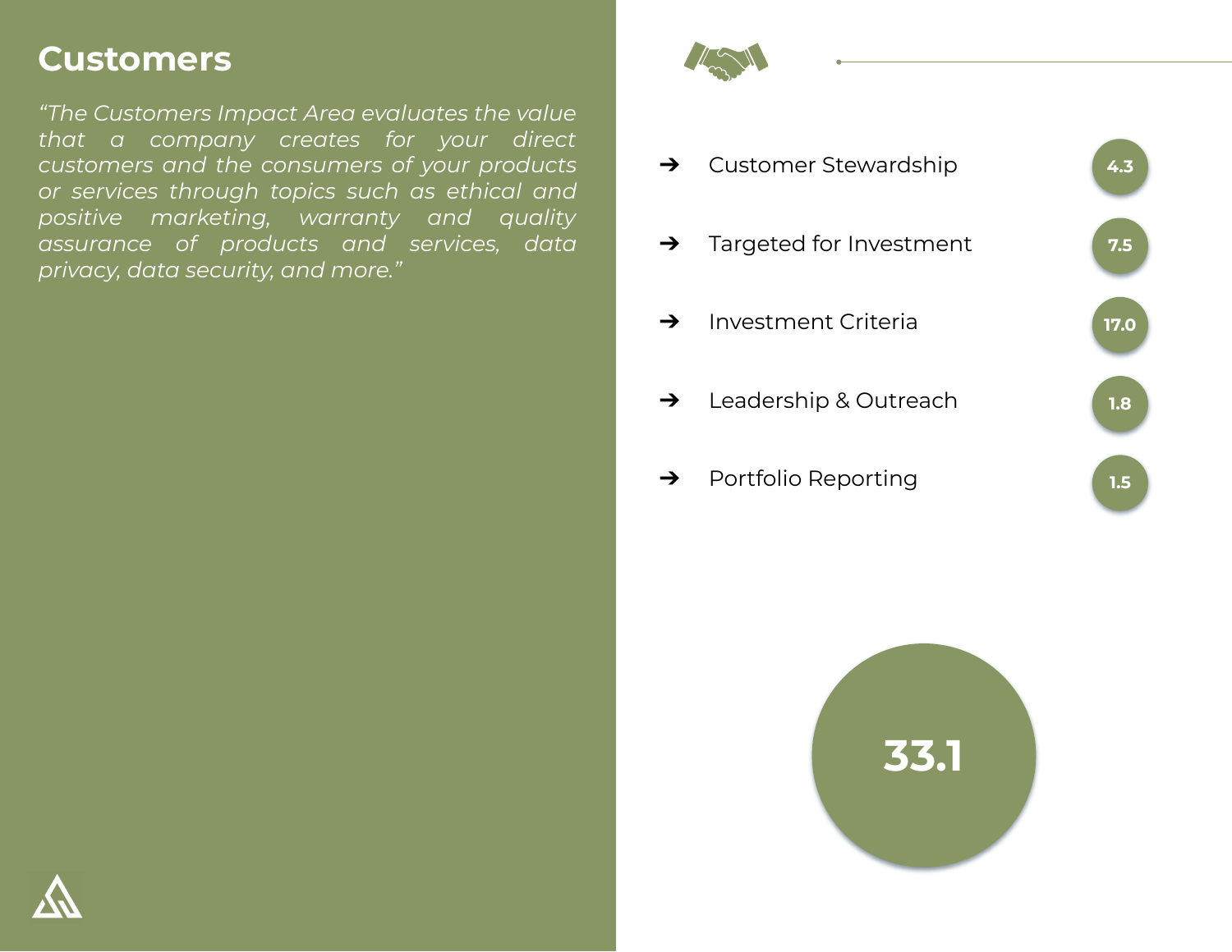# Customers

*"The Customers Impact Area evaluates the value that a company creates for your direct customers and the consumers of your products or services through topics such as ethical and positive marketing, warranty and quality assurance of products and services, data privacy, data security, and more."*

- ➔ Customer Stewardship — 4.3
- ➔ Targeted for Investment — 7.5
- ➔ Investment Criteria — 17.0
- ➔ Leadership & Outreach — 1.8
- ➔ Portfolio Reporting — 1.5

**33.1**